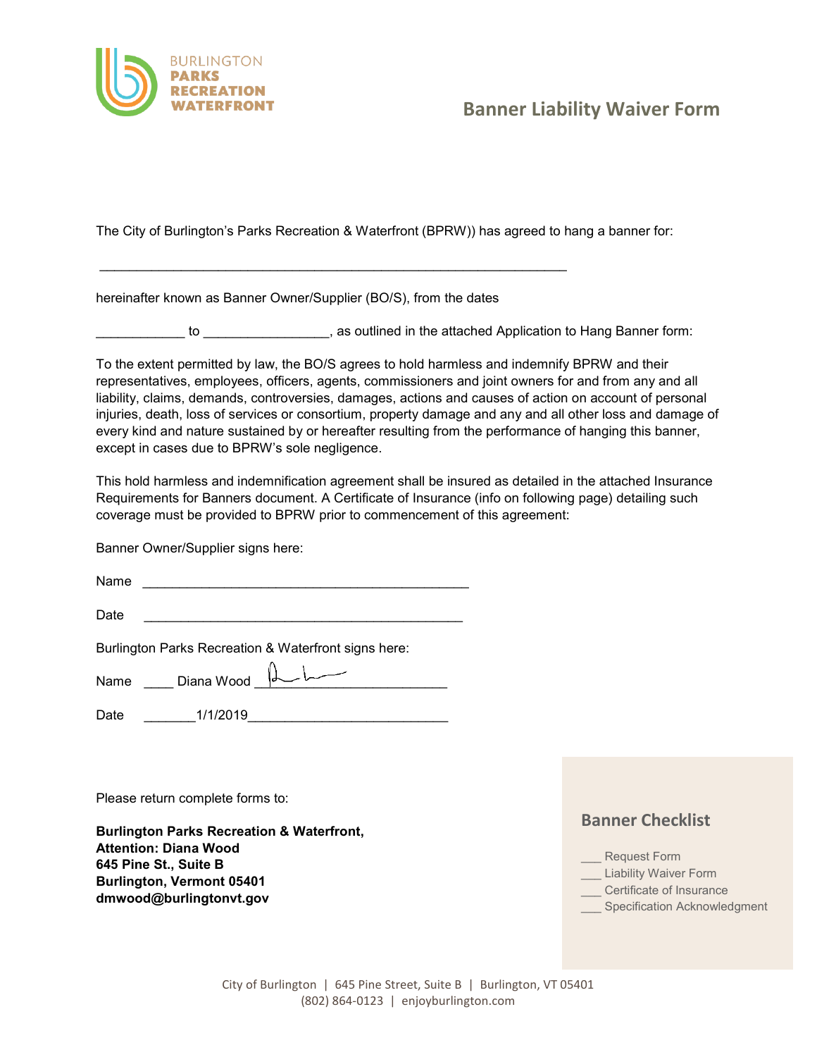BURLINGTON
**PARKS**
**RECREATION**
**WATERFRONT**

# Banner Liability Waiver Form

The City of Burlington's Parks Recreation & Waterfront (BPRW)) has agreed to hang a banner for:

_________________________________________________________________

hereinafter known as Banner Owner/Supplier (BO/S), from the dates

____________ to _________________, as outlined in the attached Application to Hang Banner form:

To the extent permitted by law, the BO/S agrees to hold harmless and indemnify BPRW and their representatives, employees, officers, agents, commissioners and joint owners for and from any and all liability, claims, demands, controversies, damages, actions and causes of action on account of personal injuries, death, loss of services or consortium, property damage and any and all other loss and damage of every kind and nature sustained by or hereafter resulting from the performance of hanging this banner, except in cases due to BPRW's sole negligence.

This hold harmless and indemnification agreement shall be insured as detailed in the attached Insurance Requirements for Banners document. A Certificate of Insurance (info on following page) detailing such coverage must be provided to BPRW prior to commencement of this agreement:

Banner Owner/Supplier signs here:

Name _____________________________________________

Date _____________________________________________

Burlington Parks Recreation & Waterfront signs here:

Name ____ Diana Wood ________________________

Date _______1/1/2019___________________________

Please return complete forms to:

**Burlington Parks Recreation & Waterfront,**
**Attention: Diana Wood**
**645 Pine St., Suite B**
**Burlington, Vermont 05401**
**dmwood@burlingtonvt.gov**

## Banner Checklist

___ Request Form
___ Liability Waiver Form
___ Certificate of Insurance
___ Specification Acknowledgment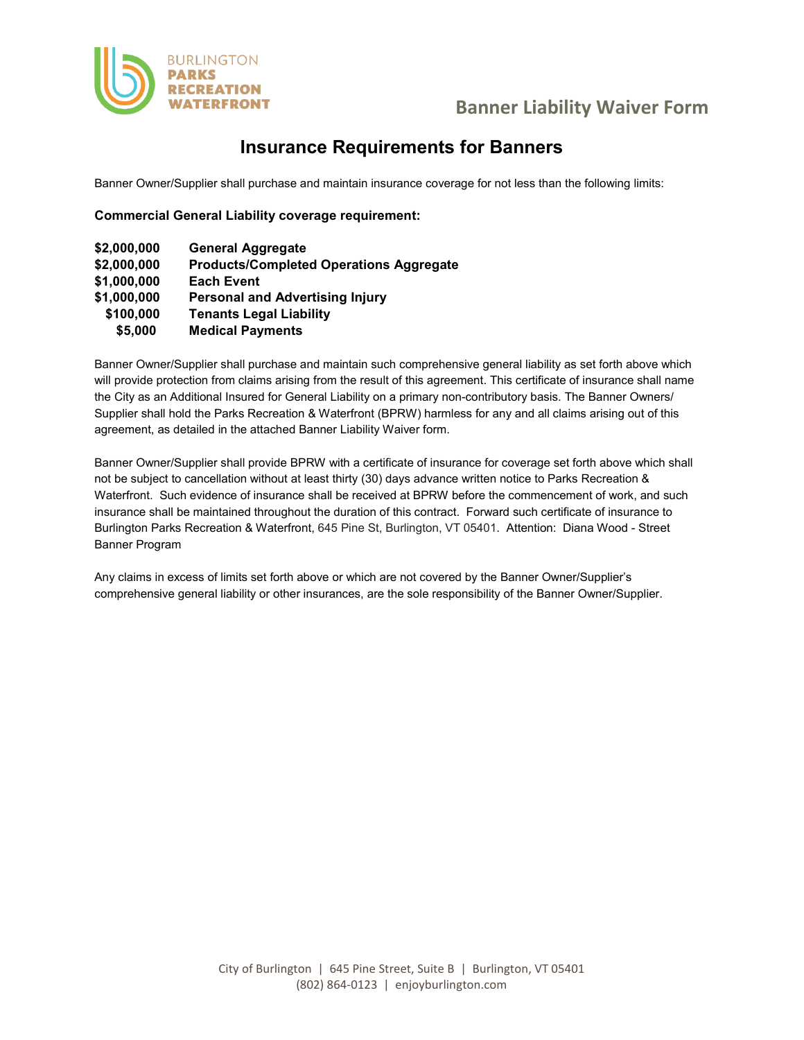BURLINGTON PARKS RECREATION WATERFRONT

**Banner Liability Waiver Form**

# Insurance Requirements for Banners

Banner Owner/Supplier shall purchase and maintain insurance coverage for not less than the following limits:

**Commercial General Liability coverage requirement:**

| | |
|---|---|
| **$2,000,000** | **General Aggregate** |
| **$2,000,000** | **Products/Completed Operations Aggregate** |
| **$1,000,000** | **Each Event** |
| **$1,000,000** | **Personal and Advertising Injury** |
| **$100,000** | **Tenants Legal Liability** |
| **$5,000** | **Medical Payments** |

Banner Owner/Supplier shall purchase and maintain such comprehensive general liability as set forth above which will provide protection from claims arising from the result of this agreement. This certificate of insurance shall name the City as an Additional Insured for General Liability on a primary non-contributory basis. The Banner Owners/ Supplier shall hold the Parks Recreation & Waterfront (BPRW) harmless for any and all claims arising out of this agreement, as detailed in the attached Banner Liability Waiver form.

Banner Owner/Supplier shall provide BPRW with a certificate of insurance for coverage set forth above which shall not be subject to cancellation without at least thirty (30) days advance written notice to Parks Recreation & Waterfront. Such evidence of insurance shall be received at BPRW before the commencement of work, and such insurance shall be maintained throughout the duration of this contract. Forward such certificate of insurance to Burlington Parks Recreation & Waterfront, 645 Pine St, Burlington, VT 05401. Attention: Diana Wood - Street Banner Program

Any claims in excess of limits set forth above or which are not covered by the Banner Owner/Supplier's comprehensive general liability or other insurances, are the sole responsibility of the Banner Owner/Supplier.

City of Burlington | 645 Pine Street, Suite B | Burlington, VT 05401
(802) 864-0123 | enjoyburlington.com